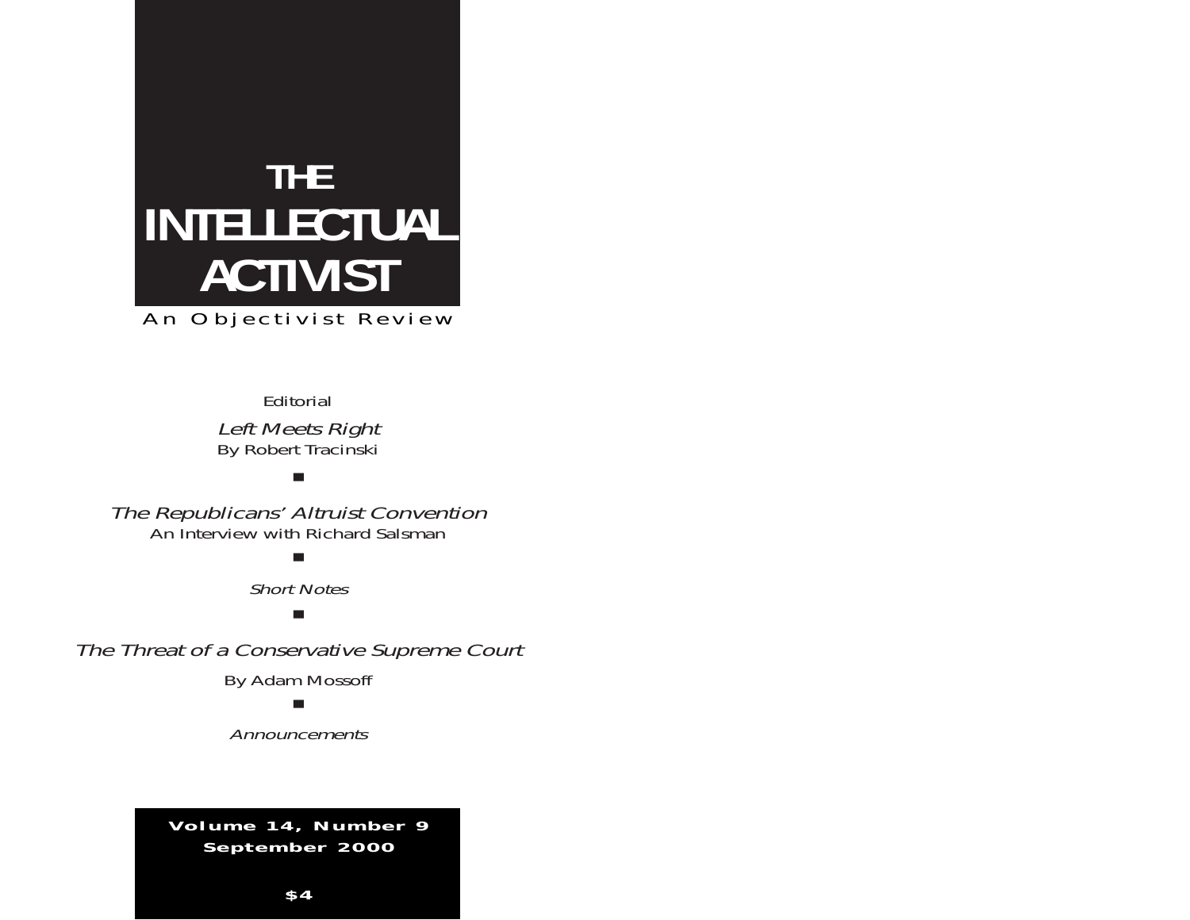# THE INTELLECTUAL ACTIVIST

An Objectivist Review

Editorial

*Left Meets Right*

By Robert Tracinski

■

*The Republicans' Altruist Convention*

An Interview with Richard Salsman

■

*Short Notes*

■

*The Threat of a Conservative Supreme Court*

By Adam Mossoff

■

*Announcements*

**Volume 14, Number 9**
**September 2000**

**$4**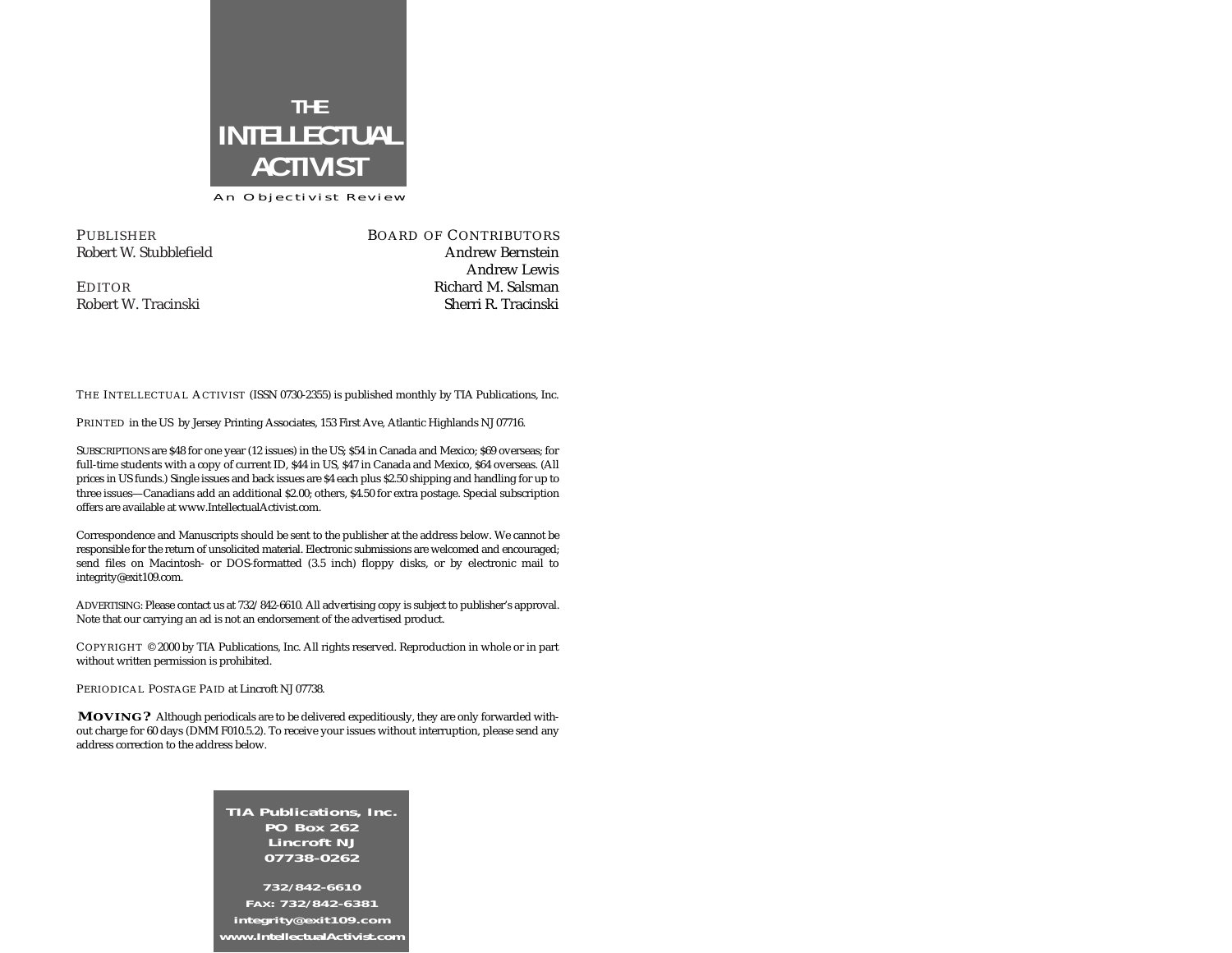# THE INTELLECTUAL ACTIVIST

An Objectivist Review

PUBLISHER
Robert W. Stubblefield

EDITOR
Robert W. Tracinski

BOARD OF CONTRIBUTORS
Andrew Bernstein
Andrew Lewis
Richard M. Salsman
Sherri R. Tracinski

THE INTELLECTUAL ACTIVIST (ISSN 0730-2355) is published monthly by TIA Publications, Inc.

PRINTED in the US by Jersey Printing Associates, 153 First Ave, Atlantic Highlands NJ 07716.

SUBSCRIPTIONS are $48 for one year (12 issues) in the US; $54 in Canada and Mexico; $69 overseas; for full-time students with a copy of current ID, $44 in US, $47 in Canada and Mexico, $64 overseas. (All prices in US funds.) Single issues and back issues are $4 each plus $2.50 shipping and handling for up to three issues—Canadians add an additional $2.00; others, $4.50 for extra postage. Special subscription offers are available at www.IntellectualActivist.com.

Correspondence and Manuscripts should be sent to the publisher at the address below. We cannot be responsible for the return of unsolicited material. Electronic submissions are welcomed and encouraged; send files on Macintosh- or DOS-formatted (3.5 inch) floppy disks, or by electronic mail to integrity@exit109.com.

ADVERTISING: Please contact us at 732/842-6610. All advertising copy is subject to publisher's approval. Note that our carrying an ad is not an endorsement of the advertised product.

COPYRIGHT © 2000 by TIA Publications, Inc. All rights reserved. Reproduction in whole or in part without written permission is prohibited.

PERIODICAL POSTAGE PAID at Lincroft NJ 07738.

**MOVING?** Although periodicals are to be delivered expeditiously, they are only forwarded without charge for 60 days (DMM F010.5.2). To receive your issues without interruption, please send any address correction to the address below.

**TIA Publications, Inc.**
**PO Box 262**
**Lincroft NJ**
**07738-0262**

**732/842-6610**
**FAX: 732/842-6381**
**integrity@exit109.com**
**www.IntellectualActivist.com**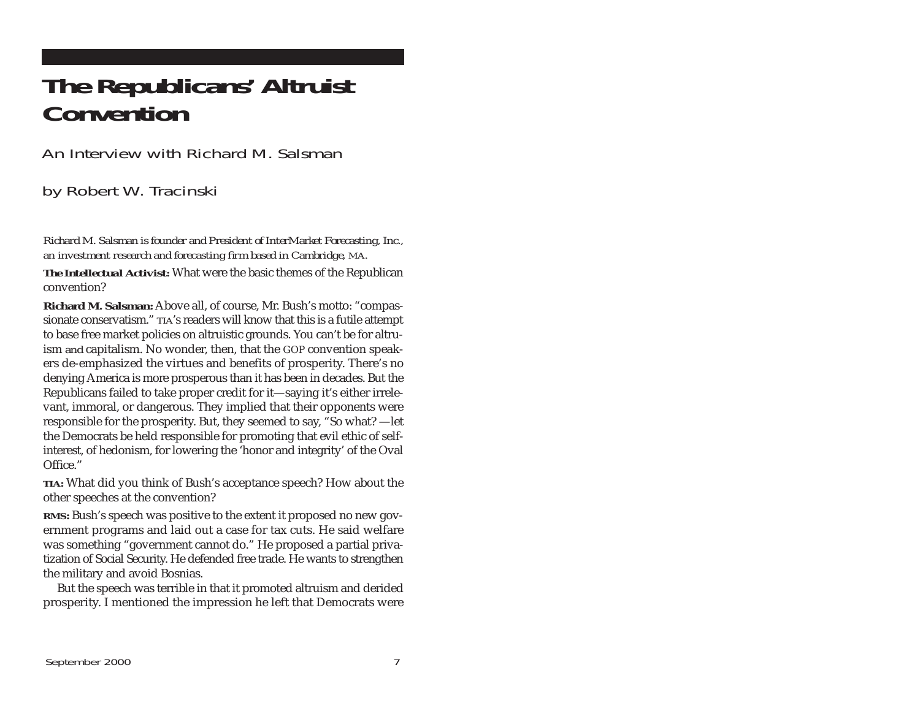# The Republicans' Altruist Convention

## An Interview with Richard M. Salsman

### by Robert W. Tracinski

*Richard M. Salsman is founder and President of InterMarket Forecasting, Inc., an investment research and forecasting firm based in Cambridge, MA.*

**The Intellectual Activist:** What were the basic themes of the Republican convention?

**Richard M. Salsman:** Above all, of course, Mr. Bush's motto: "compassionate conservatism." TIA's readers will know that this is a futile attempt to base free market policies on altruistic grounds. You can't be for altruism *and* capitalism. No wonder, then, that the GOP convention speakers de-emphasized the virtues and benefits of prosperity. There's no denying America is more prosperous than it has been in decades. But the Republicans failed to take proper credit for it—saying it's either irrelevant, immoral, or dangerous. They implied that their opponents were responsible for the prosperity. But, they seemed to say, "So what? —let the Democrats be held responsible for promoting that evil ethic of self-interest, of hedonism, for lowering the 'honor and integrity' of the Oval Office."

**TIA:** What did you think of Bush's acceptance speech? How about the other speeches at the convention?

**RMS:** Bush's speech was positive to the extent it proposed no new government programs and laid out a case for tax cuts. He said welfare was something "government cannot do." He proposed a partial privatization of Social Security. He defended free trade. He wants to strengthen the military and avoid Bosnias.

But the speech was terrible in that it promoted altruism and derided prosperity. I mentioned the impression he left that Democrats were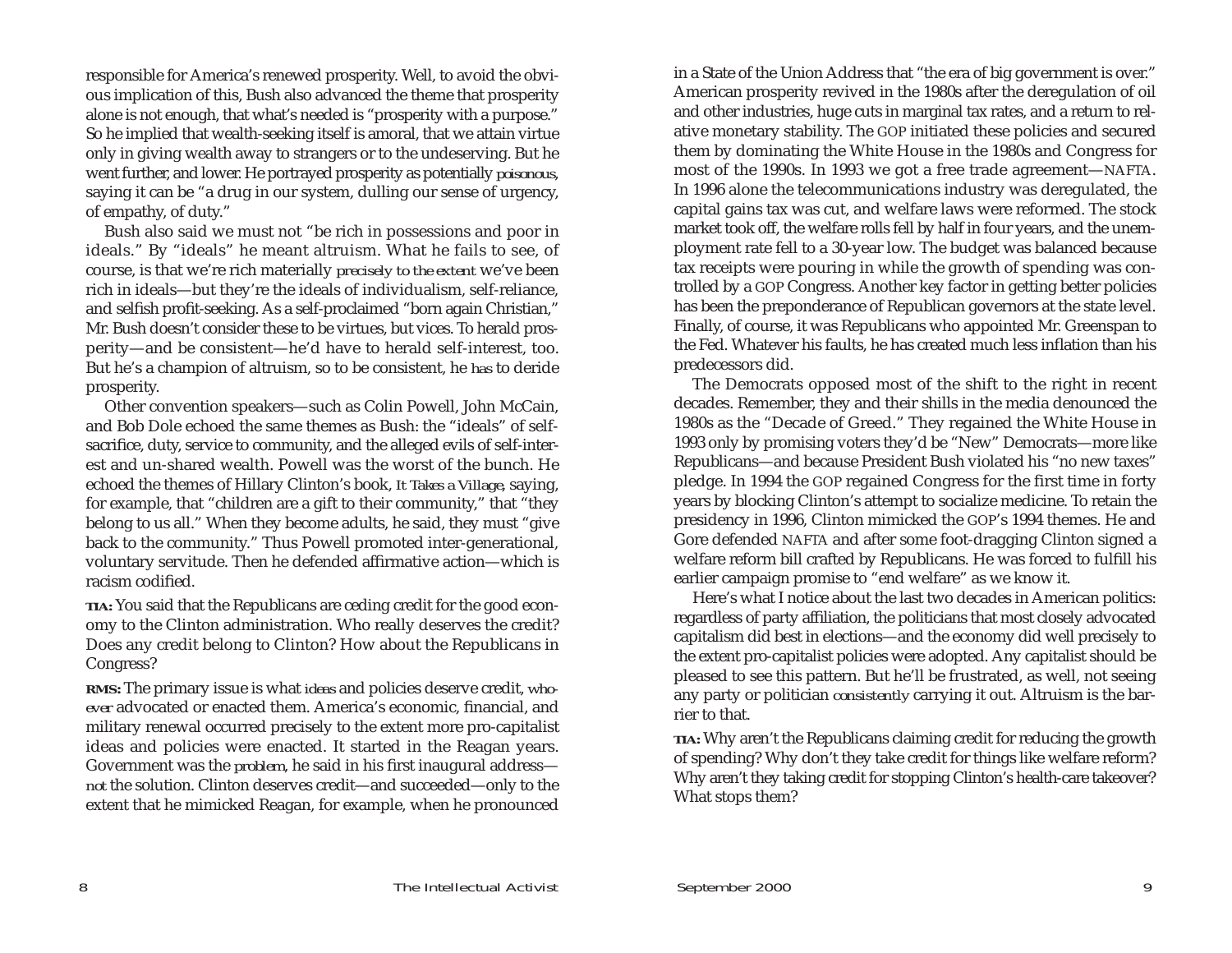responsible for America's renewed prosperity. Well, to avoid the obvious implication of this, Bush also advanced the theme that prosperity alone is not enough, that what's needed is "prosperity with a purpose." So he implied that wealth-seeking itself is amoral, that we attain virtue only in giving wealth away to strangers or to the undeserving. But he went further, and lower. He portrayed prosperity as potentially *poisonous*, saying it can be "a drug in our system, dulling our sense of urgency, of empathy, of duty."

Bush also said we must not "be rich in possessions and poor in ideals." By "ideals" he meant altruism. What he fails to see, of course, is that we're rich materially *precisely to the extent* we've been rich in ideals—but they're the ideals of individualism, self-reliance, and selfish profit-seeking. As a self-proclaimed "born again Christian," Mr. Bush doesn't consider these to be virtues, but vices. To herald prosperity—and be consistent—he'd have to herald self-interest, too. But he's a champion of altruism, so to be consistent, he *has* to deride prosperity.

Other convention speakers—such as Colin Powell, John McCain, and Bob Dole echoed the same themes as Bush: the "ideals" of self-sacrifice, duty, service to community, and the alleged evils of self-interest and un-shared wealth. Powell was the worst of the bunch. He echoed the themes of Hillary Clinton's book, *It Takes a Village*, saying, for example, that "children are a gift to their community," that "they belong to us all." When they become adults, he said, they must "give back to the community." Thus Powell promoted inter-generational, voluntary servitude. Then he defended affirmative action—which is racism codified.

**TIA:** You said that the Republicans are ceding credit for the good economy to the Clinton administration. Who really deserves the credit? Does any credit belong to Clinton? How about the Republicans in Congress?

**RMS:** The primary issue is what *ideas* and policies deserve credit, *whoever* advocated or enacted them. America's economic, financial, and military renewal occurred precisely to the extent more pro-capitalist ideas and policies were enacted. It started in the Reagan years. Government was the *problem*, he said in his first inaugural address—*not* the solution. Clinton deserves credit—and succeeded—only to the extent that he mimicked Reagan, for example, when he pronounced in a State of the Union Address that "the era of big government is over." American prosperity revived in the 1980s after the deregulation of oil and other industries, huge cuts in marginal tax rates, and a return to relative monetary stability. The GOP initiated these policies and secured them by dominating the White House in the 1980s and Congress for most of the 1990s. In 1993 we got a free trade agreement—NAFTA. In 1996 alone the telecommunications industry was deregulated, the capital gains tax was cut, and welfare laws were reformed. The stock market took off, the welfare rolls fell by half in four years, and the unemployment rate fell to a 30-year low. The budget was balanced because tax receipts were pouring in while the growth of spending was controlled by a GOP Congress. Another key factor in getting better policies has been the preponderance of Republican governors at the state level. Finally, of course, it was Republicans who appointed Mr. Greenspan to the Fed. Whatever his faults, he has created much less inflation than his predecessors did.

The Democrats opposed most of the shift to the right in recent decades. Remember, they and their shills in the media denounced the 1980s as the "Decade of Greed." They regained the White House in 1993 only by promising voters they'd be "New" Democrats—more like Republicans—and because President Bush violated his "no new taxes" pledge. In 1994 the GOP regained Congress for the first time in forty years by blocking Clinton's attempt to socialize medicine. To retain the presidency in 1996, Clinton mimicked the GOP's 1994 themes. He and Gore defended NAFTA and after some foot-dragging Clinton signed a welfare reform bill crafted by Republicans. He was forced to fulfill his earlier campaign promise to "end welfare" as we know it.

Here's what I notice about the last two decades in American politics: regardless of party affiliation, the politicians that most closely advocated capitalism did best in elections—and the economy did well precisely to the extent pro-capitalist policies were adopted. Any capitalist should be pleased to see this pattern. But he'll be frustrated, as well, not seeing any party or politician *consistently* carrying it out. Altruism is the barrier to that.

**TIA:** Why aren't the Republicans claiming credit for reducing the growth of spending? Why don't they take credit for things like welfare reform? Why aren't they taking credit for stopping Clinton's health-care takeover? What stops them?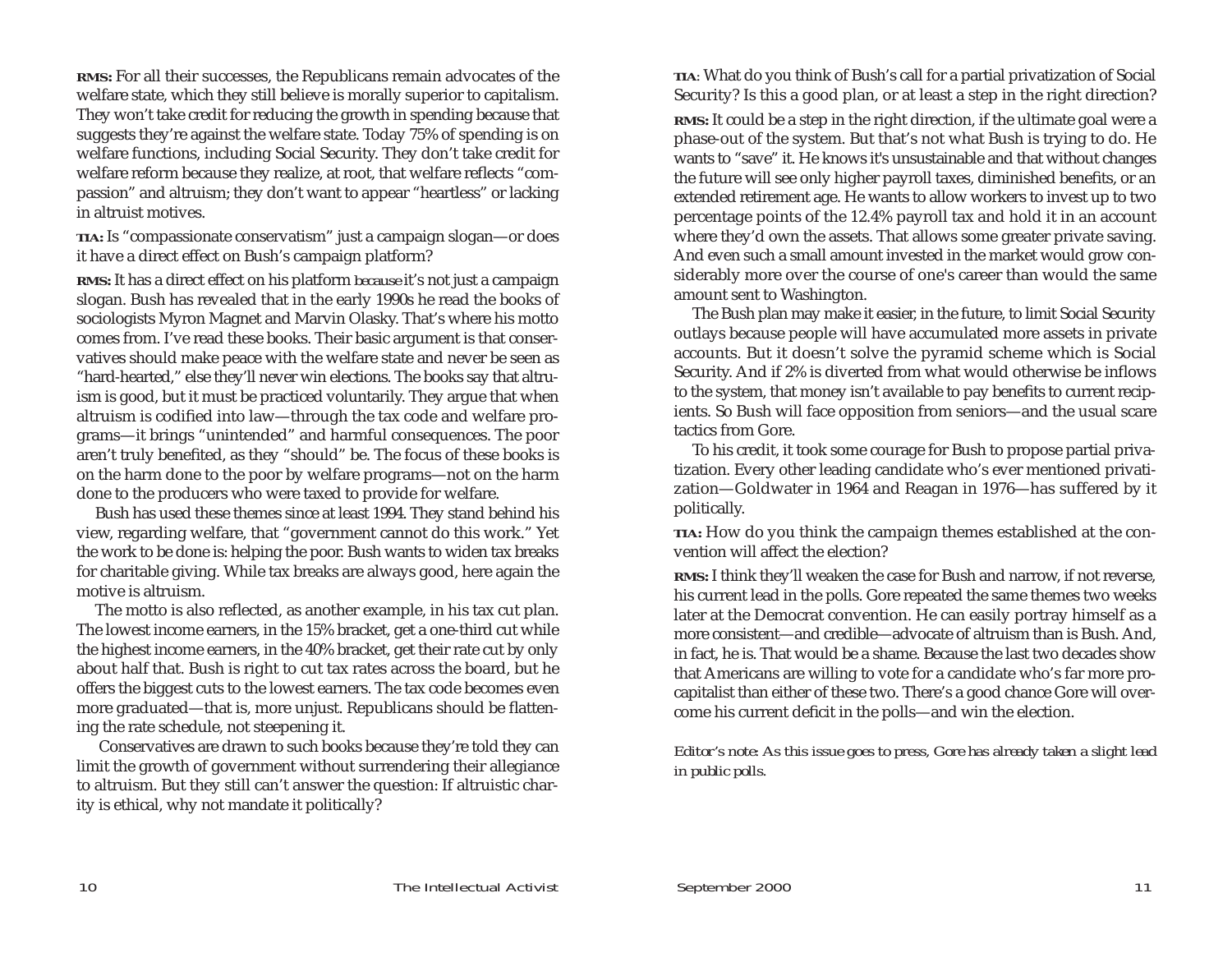**RMS:** For all their successes, the Republicans remain advocates of the welfare state, which they still believe is morally superior to capitalism. They won't take credit for reducing the growth in spending because that suggests they're against the welfare state. Today 75% of spending is on welfare functions, including Social Security. They don't take credit for welfare reform because they realize, at root, that welfare reflects "compassion" and altruism; they don't want to appear "heartless" or lacking in altruist motives.

**TIA:** Is "compassionate conservatism" just a campaign slogan—or does it have a direct effect on Bush's campaign platform?

**RMS:** It has a direct effect on his platform *because* it's not just a campaign slogan. Bush has revealed that in the early 1990s he read the books of sociologists Myron Magnet and Marvin Olasky. That's where his motto comes from. I've read these books. Their basic argument is that conservatives should make peace with the welfare state and never be seen as "hard-hearted," else they'll never win elections. The books say that altruism is good, but it must be practiced voluntarily. They argue that when altruism is codified into law—through the tax code and welfare programs—it brings "unintended" and harmful consequences. The poor aren't truly benefited, as they "should" be. The focus of these books is on the harm done to the poor by welfare programs—not on the harm done to the producers who were taxed to provide for welfare.

Bush has used these themes since at least 1994. They stand behind his view, regarding welfare, that "government cannot do this work." Yet the work to be done is: helping the poor. Bush wants to widen tax breaks for charitable giving. While tax breaks are always good, here again the motive is altruism.

The motto is also reflected, as another example, in his tax cut plan. The lowest income earners, in the 15% bracket, get a one-third cut while the highest income earners, in the 40% bracket, get their rate cut by only about half that. Bush is right to cut tax rates across the board, but he offers the biggest cuts to the lowest earners. The tax code becomes even more graduated—that is, more unjust. Republicans should be flattening the rate schedule, not steepening it.

Conservatives are drawn to such books because they're told they can limit the growth of government without surrendering their allegiance to altruism. But they still can't answer the question: If altruistic charity is ethical, why not mandate it politically?

**TIA:** What do you think of Bush's call for a partial privatization of Social Security? Is this a good plan, or at least a step in the right direction?

**RMS:** It could be a step in the right direction, if the ultimate goal were a phase-out of the system. But that's not what Bush is trying to do. He wants to "save" it. He knows it's unsustainable and that without changes the future will see only higher payroll taxes, diminished benefits, or an extended retirement age. He wants to allow workers to invest up to two percentage points of the 12.4% payroll tax and hold it in an account where they'd own the assets. That allows some greater private saving. And even such a small amount invested in the market would grow considerably more over the course of one's career than would the same amount sent to Washington.

The Bush plan may make it easier, in the future, to limit Social Security outlays because people will have accumulated more assets in private accounts. But it doesn't solve the pyramid scheme which is Social Security. And if 2% is diverted from what would otherwise be inflows to the system, that money isn't available to pay benefits to current recipients. So Bush will face opposition from seniors—and the usual scare tactics from Gore.

To his credit, it took some courage for Bush to propose partial privatization. Every other leading candidate who's ever mentioned privatization—Goldwater in 1964 and Reagan in 1976—has suffered by it politically.

**TIA:** How do you think the campaign themes established at the convention will affect the election?

**RMS:** I think they'll weaken the case for Bush and narrow, if not reverse, his current lead in the polls. Gore repeated the same themes two weeks later at the Democrat convention. He can easily portray himself as a more consistent—and credible—advocate of altruism than is Bush. And, in fact, he is. That would be a shame. Because the last two decades show that Americans are willing to vote for a candidate who's far more pro-capitalist than either of these two. There's a good chance Gore will overcome his current deficit in the polls—and win the election.

*Editor's note: As this issue goes to press, Gore has already taken a slight lead in public polls.*